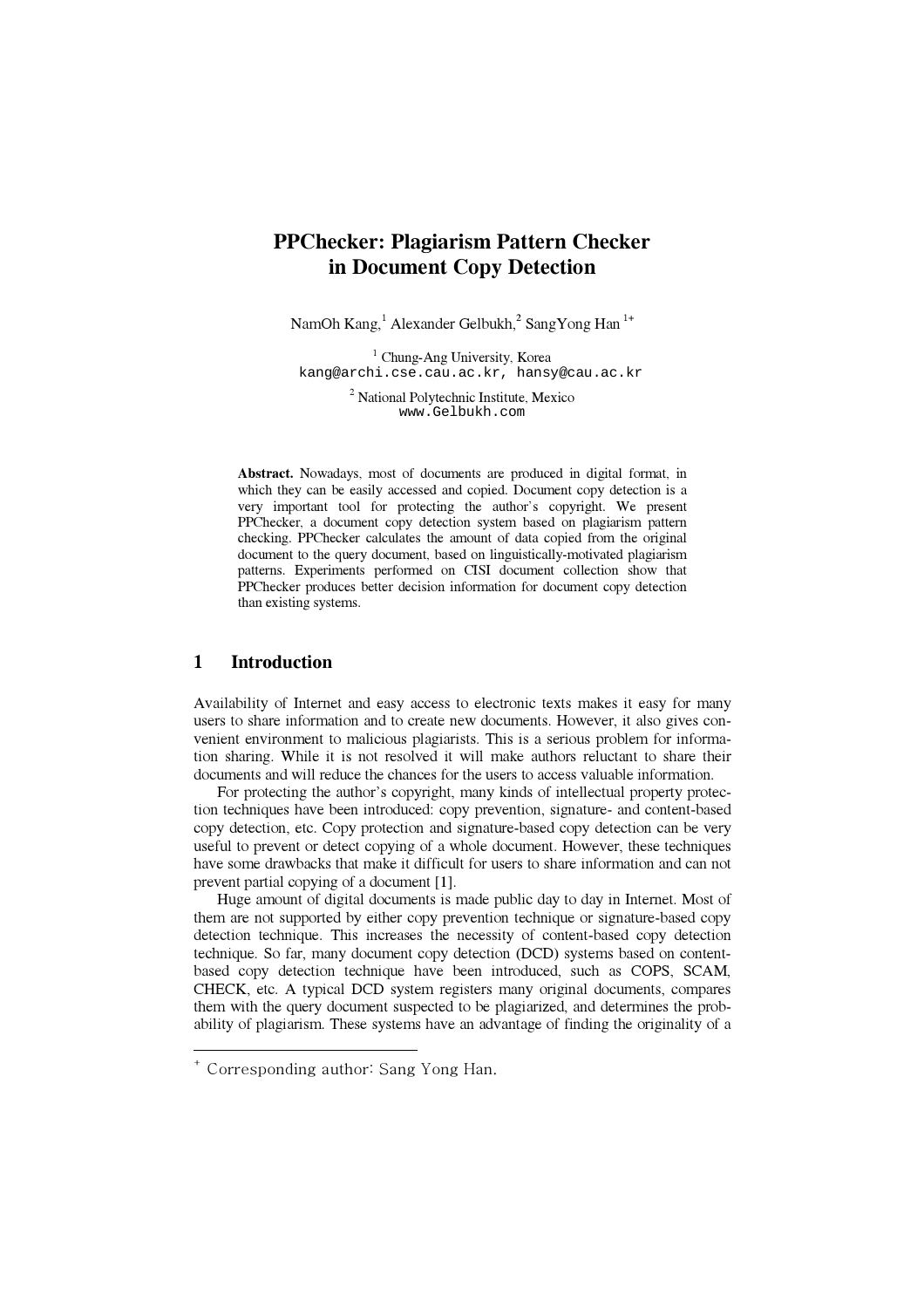# PPChecker: Plagiarism Pattern Checker in Document Copy Detection

NamOh Kang,[1] Alexander Gelbukh,[2] SangYong Han [1+]

[1] Chung-Ang University, Korea
kang@archi.cse.cau.ac.kr, hansy@cau.ac.kr

[2] National Polytechnic Institute, Mexico
www.Gelbukh.com

**Abstract.** Nowadays, most of documents are produced in digital format, in which they can be easily accessed and copied. Document copy detection is a very important tool for protecting the author's copyright. We present PPChecker, a document copy detection system based on plagiarism pattern checking. PPChecker calculates the amount of data copied from the original document to the query document, based on linguistically-motivated plagiarism patterns. Experiments performed on CISI document collection show that PPChecker produces better decision information for document copy detection than existing systems.

## 1 Introduction

Availability of Internet and easy access to electronic texts makes it easy for many users to share information and to create new documents. However, it also gives convenient environment to malicious plagiarists. This is a serious problem for information sharing. While it is not resolved it will make authors reluctant to share their documents and will reduce the chances for the users to access valuable information.

For protecting the author's copyright, many kinds of intellectual property protection techniques have been introduced: copy prevention, signature- and content-based copy detection, etc. Copy protection and signature-based copy detection can be very useful to prevent or detect copying of a whole document. However, these techniques have some drawbacks that make it difficult for users to share information and can not prevent partial copying of a document [1].

Huge amount of digital documents is made public day to day in Internet. Most of them are not supported by either copy prevention technique or signature-based copy detection technique. This increases the necessity of content-based copy detection technique. So far, many document copy detection (DCD) systems based on content-based copy detection technique have been introduced, such as COPS, SCAM, CHECK, etc. A typical DCD system registers many original documents, compares them with the query document suspected to be plagiarized, and determines the probability of plagiarism. These systems have an advantage of finding the originality of a

+ Corresponding author: Sang Yong Han.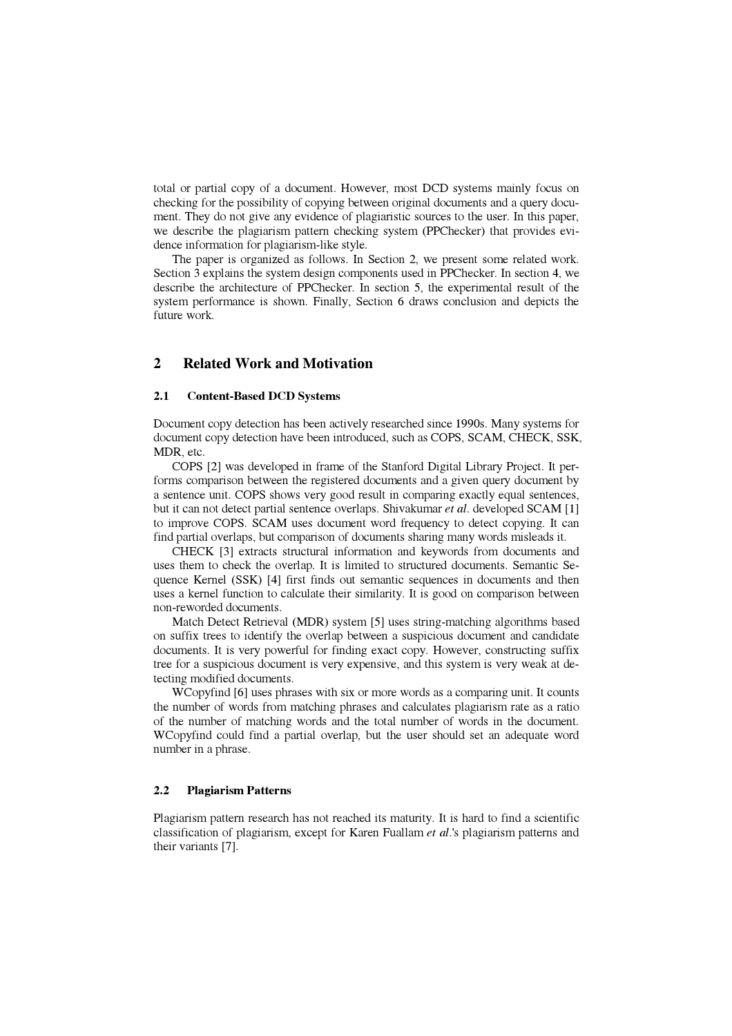total or partial copy of a document. However, most DCD systems mainly focus on checking for the possibility of copying between original documents and a query document. They do not give any evidence of plagiaristic sources to the user. In this paper, we describe the plagiarism pattern checking system (PPChecker) that provides evidence information for plagiarism-like style.

The paper is organized as follows. In Section 2, we present some related work. Section 3 explains the system design components used in PPChecker. In section 4, we describe the architecture of PPChecker. In section 5, the experimental result of the system performance is shown. Finally, Section 6 draws conclusion and depicts the future work.

## 2 Related Work and Motivation

### 2.1 Content-Based DCD Systems

Document copy detection has been actively researched since 1990s. Many systems for document copy detection have been introduced, such as COPS, SCAM, CHECK, SSK, MDR, etc.

COPS [2] was developed in frame of the Stanford Digital Library Project. It performs comparison between the registered documents and a given query document by a sentence unit. COPS shows very good result in comparing exactly equal sentences, but it can not detect partial sentence overlaps. Shivakumar *et al*. developed SCAM [1] to improve COPS. SCAM uses document word frequency to detect copying. It can find partial overlaps, but comparison of documents sharing many words misleads it.

CHECK [3] extracts structural information and keywords from documents and uses them to check the overlap. It is limited to structured documents. Semantic Sequence Kernel (SSK) [4] first finds out semantic sequences in documents and then uses a kernel function to calculate their similarity. It is good on comparison between non-reworded documents.

Match Detect Retrieval (MDR) system [5] uses string-matching algorithms based on suffix trees to identify the overlap between a suspicious document and candidate documents. It is very powerful for finding exact copy. However, constructing suffix tree for a suspicious document is very expensive, and this system is very weak at detecting modified documents.

WCopyfind [6] uses phrases with six or more words as a comparing unit. It counts the number of words from matching phrases and calculates plagiarism rate as a ratio of the number of matching words and the total number of words in the document. WCopyfind could find a partial overlap, but the user should set an adequate word number in a phrase.

### 2.2 Plagiarism Patterns

Plagiarism pattern research has not reached its maturity. It is hard to find a scientific classification of plagiarism, except for Karen Fuallam *et al*.'s plagiarism patterns and their variants [7].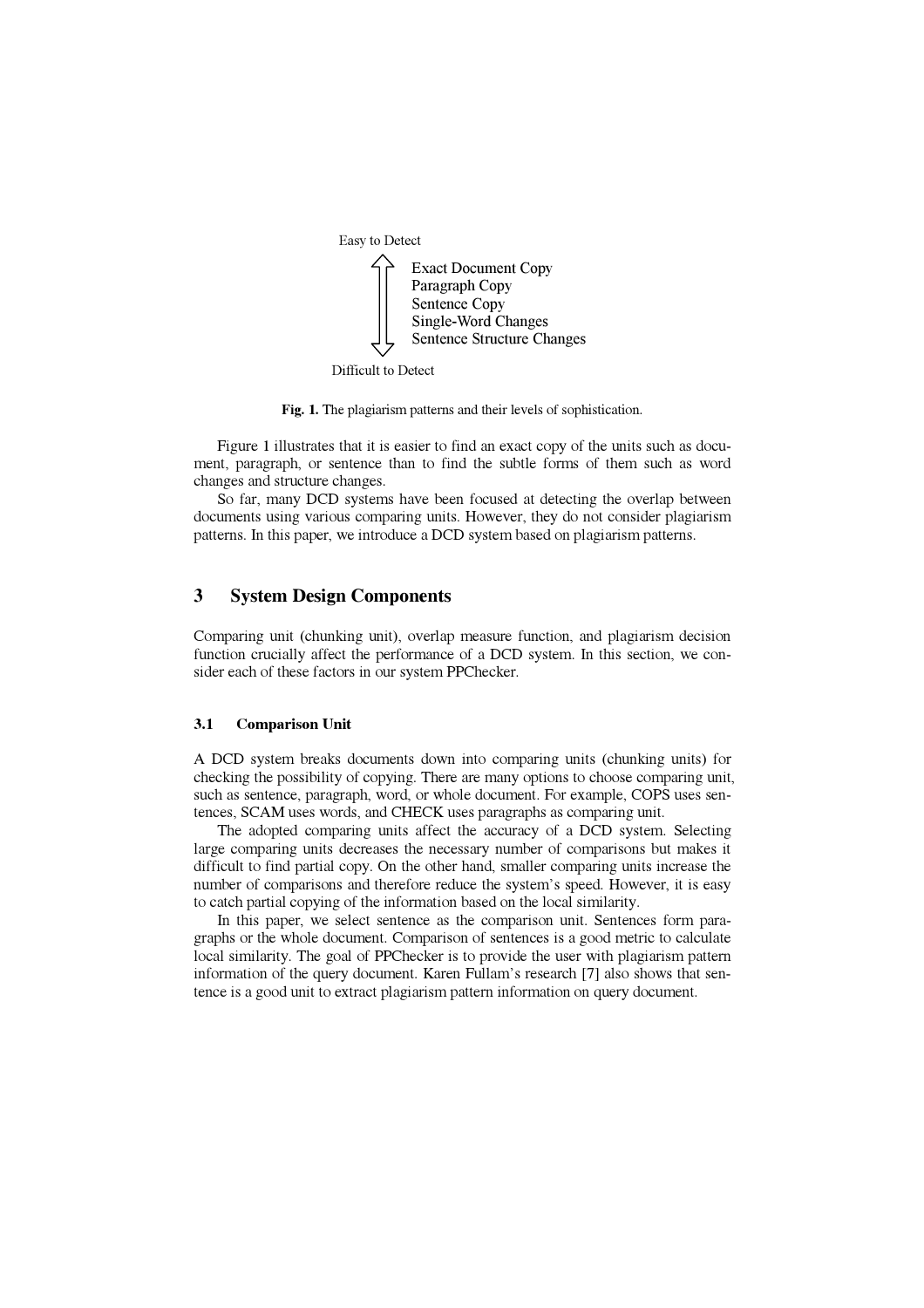Easy to Detect

Exact Document Copy
Paragraph Copy
Sentence Copy
Single-Word Changes
Sentence Structure Changes

Difficult to Detect

**Fig. 1.** The plagiarism patterns and their levels of sophistication.

Figure 1 illustrates that it is easier to find an exact copy of the units such as document, paragraph, or sentence than to find the subtle forms of them such as word changes and structure changes.

So far, many DCD systems have been focused at detecting the overlap between documents using various comparing units. However, they do not consider plagiarism patterns. In this paper, we introduce a DCD system based on plagiarism patterns.

## 3 System Design Components

Comparing unit (chunking unit), overlap measure function, and plagiarism decision function crucially affect the performance of a DCD system. In this section, we consider each of these factors in our system PPChecker.

### 3.1 Comparison Unit

A DCD system breaks documents down into comparing units (chunking units) for checking the possibility of copying. There are many options to choose comparing unit, such as sentence, paragraph, word, or whole document. For example, COPS uses sentences, SCAM uses words, and CHECK uses paragraphs as comparing unit.

The adopted comparing units affect the accuracy of a DCD system. Selecting large comparing units decreases the necessary number of comparisons but makes it difficult to find partial copy. On the other hand, smaller comparing units increase the number of comparisons and therefore reduce the system's speed. However, it is easy to catch partial copying of the information based on the local similarity.

In this paper, we select sentence as the comparison unit. Sentences form paragraphs or the whole document. Comparison of sentences is a good metric to calculate local similarity. The goal of PPChecker is to provide the user with plagiarism pattern information of the query document. Karen Fullam's research [7] also shows that sentence is a good unit to extract plagiarism pattern information on query document.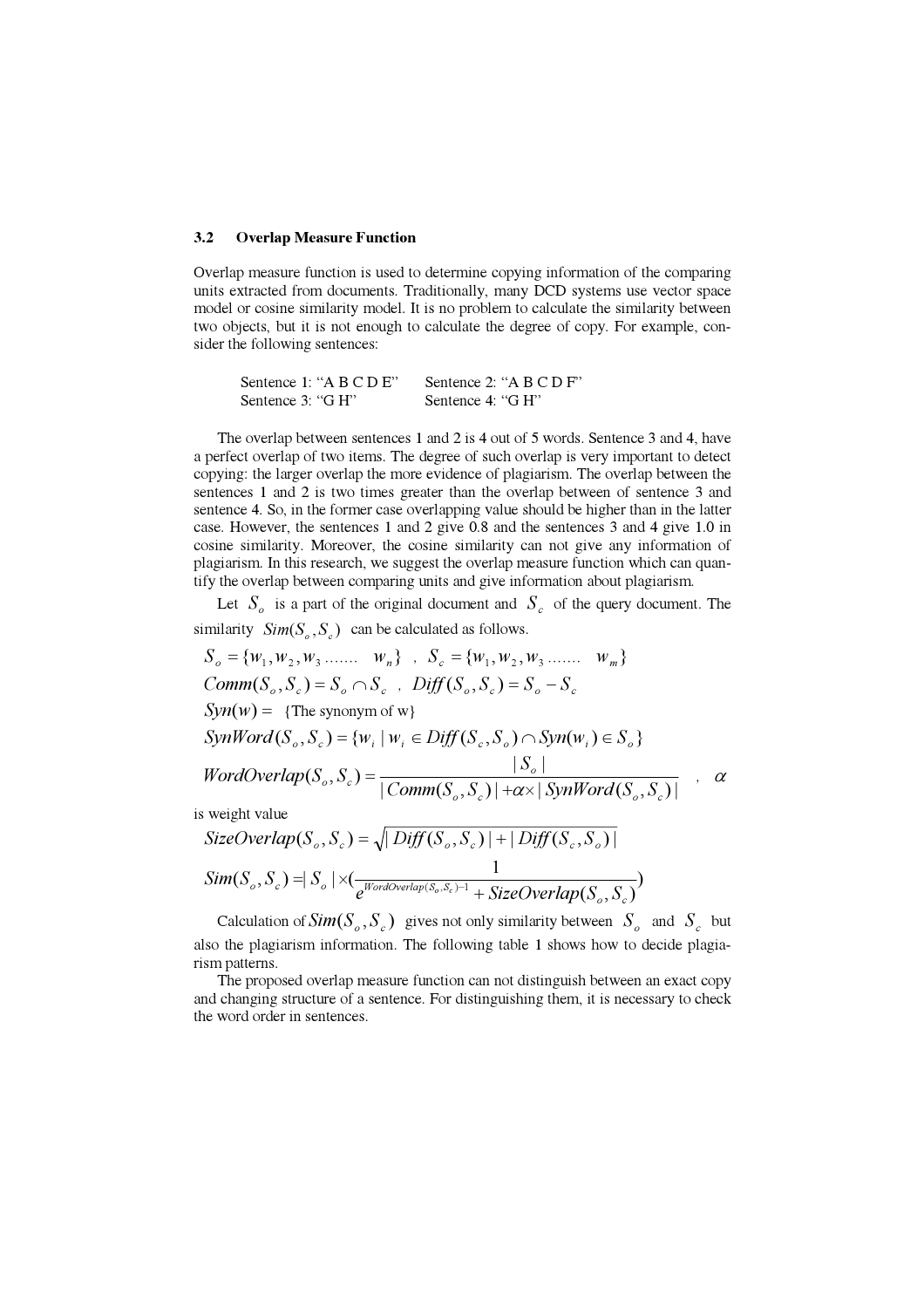### 3.2 Overlap Measure Function

Overlap measure function is used to determine copying information of the comparing units extracted from documents. Traditionally, many DCD systems use vector space model or cosine similarity model. It is no problem to calculate the similarity between two objects, but it is not enough to calculate the degree of copy. For example, consider the following sentences:

Sentence 1: "A B C D E" Sentence 2: "A B C D F"
Sentence 3: "G H" Sentence 4: "G H"

The overlap between sentences 1 and 2 is 4 out of 5 words. Sentence 3 and 4, have a perfect overlap of two items. The degree of such overlap is very important to detect copying: the larger overlap the more evidence of plagiarism. The overlap between the sentences 1 and 2 is two times greater than the overlap between of sentence 3 and sentence 4. So, in the former case overlapping value should be higher than in the latter case. However, the sentences 1 and 2 give 0.8 and the sentences 3 and 4 give 1.0 in cosine similarity. Moreover, the cosine similarity can not give any information of plagiarism. In this research, we suggest the overlap measure function which can quantify the overlap between comparing units and give information about plagiarism.

Let $S_o$ is a part of the original document and $S_c$ of the query document. The similarity $Sim(S_o, S_c)$ can be calculated as follows.

$$S_o = \{w_1, w_2, w_3 \ldots\ldots \; w_n\} \;\; , \;\; S_c = \{w_1, w_2, w_3 \ldots\ldots \; w_m\}$$

$$Comm(S_o, S_c) = S_o \cap S_c \;\; , \;\; Diff(S_o, S_c) = S_o - S_c$$

$$Syn(w) = \{\text{The synonym of w}\}$$

$$SynWord(S_o, S_c) = \{w_i \mid w_i \in Diff(S_c, S_o) \cap Syn(w_i) \in S_o\}$$

$$WordOverlap(S_o, S_c) = \frac{|S_o|}{|Comm(S_o, S_c)| + \alpha \times |SynWord(S_o, S_c)|}$$

, $\alpha$ is weight value

$$SizeOverlap(S_o, S_c) = \sqrt{|Diff(S_o, S_c)| + |Diff(S_c, S_o)|}$$

$$Sim(S_o, S_c) = |S_o| \times \left(\frac{1}{e^{WordOverlap(S_o, S_c) - 1} + SizeOverlap(S_o, S_c)}\right)$$

Calculation of $Sim(S_o, S_c)$ gives not only similarity between $S_o$ and $S_c$ but also the plagiarism information. The following table 1 shows how to decide plagiarism patterns.

The proposed overlap measure function can not distinguish between an exact copy and changing structure of a sentence. For distinguishing them, it is necessary to check the word order in sentences.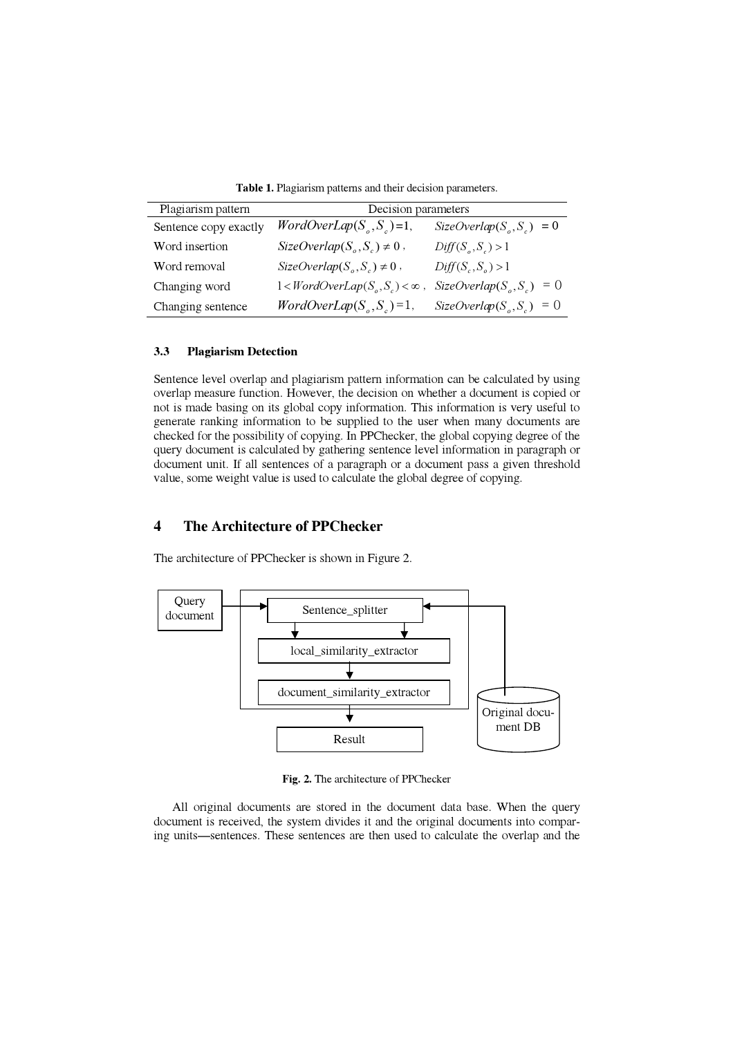**Table 1.** Plagiarism patterns and their decision parameters.

| Plagiarism pattern | Decision parameters | |
|---|---|---|
| Sentence copy exactly | $WordOverLap(S_o, S_c) = 1$, | $SizeOverlap(S_o, S_c) = 0$ |
| Word insertion | $SizeOverlap(S_o, S_c) \neq 0$, | $Diff(S_o, S_c) > 1$ |
| Word removal | $SizeOverlap(S_o, S_c) \neq 0$, | $Diff(S_c, S_o) > 1$ |
| Changing word | $1 < WordOverLap(S_o, S_c) < \infty$, | $SizeOverlap(S_o, S_c) = 0$ |
| Changing sentence | $WordOverLap(S_o, S_c) = 1$, | $SizeOverlap(S_o, S_c) = 0$ |

### 3.3 Plagiarism Detection

Sentence level overlap and plagiarism pattern information can be calculated by using overlap measure function. However, the decision on whether a document is copied or not is made basing on its global copy information. This information is very useful to generate ranking information to be supplied to the user when many documents are checked for the possibility of copying. In PPChecker, the global copying degree of the query document is calculated by gathering sentence level information in paragraph or document unit. If all sentences of a paragraph or a document pass a given threshold value, some weight value is used to calculate the global degree of copying.

## 4 The Architecture of PPChecker

The architecture of PPChecker is shown in Figure 2.

Query document → Sentence_splitter → local_similarity_extractor → document_similarity_extractor → Result; Original document DB → Sentence_splitter

**Fig. 2.** The architecture of PPChecker

All original documents are stored in the document data base. When the query document is received, the system divides it and the original documents into comparing units—sentences. These sentences are then used to calculate the overlap and the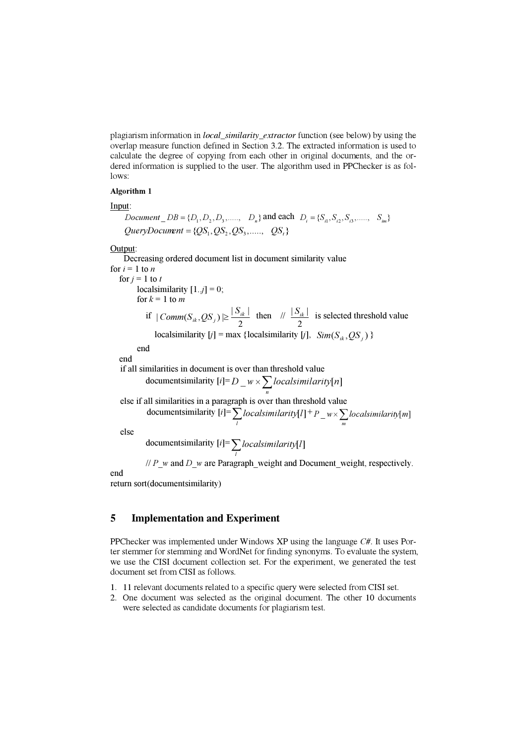plagiarism information in ***local_similarity_extractor*** function (see below) by using the overlap measure function defined in Section 3.2. The extracted information is used to calculate the degree of copying from each other in original documents, and the ordered information is supplied to the user. The algorithm used in PPChecker is as follows:

**Algorithm 1**

Input:

$Document\_DB = \{D_1, D_2, D_3, \ldots\ldots, \quad D_n\}$ and each $D_i = \{S_{i1}, S_{i2}, S_{i3}, \ldots\ldots, \quad S_{im}\}$

$QueryDocument = \{QS_1, QS_2, QS_3, \ldots\ldots, \quad QS_t\}$

Output:

Decreasing ordered document list in document similarity value

```
for i = 1 to n
   for j = 1 to t
        localsimilarity [1..j] = 0;
        for k = 1 to m
           if |Comm(S_ik, QS_j)| ≥ |S_ik| / 2 then    // |S_ik| / 2 is selected threshold value
              localsimilarity [j] = max {localsimilarity [j], Sim(S_ik, QS_j) }
        end
   end
   if all similarities in document is over than threshold value
           documentsimilarity [i]= D_w × Σ_n localsimilarity[n]
   else if all similarities in a paragraph is over than threshold value
           documentsimilarity [i]= Σ_l localsimilarity[l] + P_w × Σ_m localsimilarity[m]
   else
           documentsimilarity [i]= Σ_l localsimilarity[l]
           // P_w and D_w are Paragraph_weight and Document_weight, respectively.
end
return sort(documentsimilarity)
```

## 5 Implementation and Experiment

PPChecker was implemented under Windows XP using the language *C#*. It uses Porter stemmer for stemming and WordNet for finding synonyms. To evaluate the system, we use the CISI document collection set. For the experiment, we generated the test document set from CISI as follows.

1. 11 relevant documents related to a specific query were selected from CISI set.
2. One document was selected as the original document. The other 10 documents were selected as candidate documents for plagiarism test.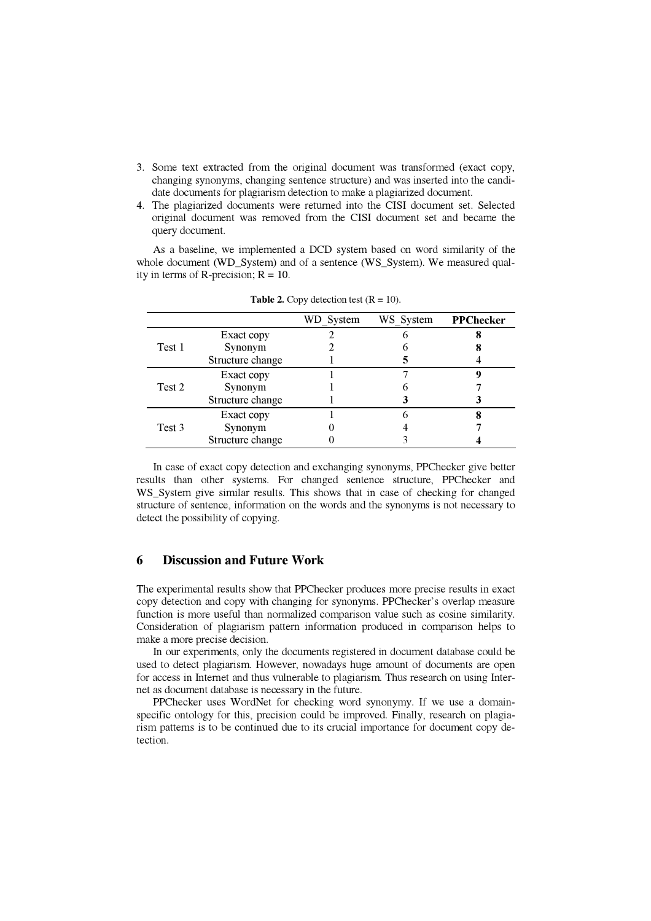3. Some text extracted from the original document was transformed (exact copy, changing synonyms, changing sentence structure) and was inserted into the candidate documents for plagiarism detection to make a plagiarized document.
4. The plagiarized documents were returned into the CISI document set. Selected original document was removed from the CISI document set and became the query document.

As a baseline, we implemented a DCD system based on word similarity of the whole document (WD_System) and of a sentence (WS_System). We measured quality in terms of R-precision; R = 10.

**Table 2.** Copy detection test (R = 10).

| | | WD_System | WS_System | **PPChecker** |
|---|---|---|---|---|
| Test 1 | Exact copy | 2 | 6 | **8** |
| | Synonym | 2 | 6 | **8** |
| | Structure change | 1 | **5** | 4 |
| Test 2 | Exact copy | 1 | 7 | **9** |
| | Synonym | 1 | 6 | **7** |
| | Structure change | 1 | **3** | **3** |
| Test 3 | Exact copy | 1 | 6 | **8** |
| | Synonym | 0 | 4 | **7** |
| | Structure change | 0 | 3 | **4** |

In case of exact copy detection and exchanging synonyms, PPChecker give better results than other systems. For changed sentence structure, PPChecker and WS_System give similar results. This shows that in case of checking for changed structure of sentence, information on the words and the synonyms is not necessary to detect the possibility of copying.

## 6 Discussion and Future Work

The experimental results show that PPChecker produces more precise results in exact copy detection and copy with changing for synonyms. PPChecker's overlap measure function is more useful than normalized comparison value such as cosine similarity. Consideration of plagiarism pattern information produced in comparison helps to make a more precise decision.

In our experiments, only the documents registered in document database could be used to detect plagiarism. However, nowadays huge amount of documents are open for access in Internet and thus vulnerable to plagiarism. Thus research on using Internet as document database is necessary in the future.

PPChecker uses WordNet for checking word synonymy. If we use a domain-specific ontology for this, precision could be improved. Finally, research on plagiarism patterns is to be continued due to its crucial importance for document copy detection.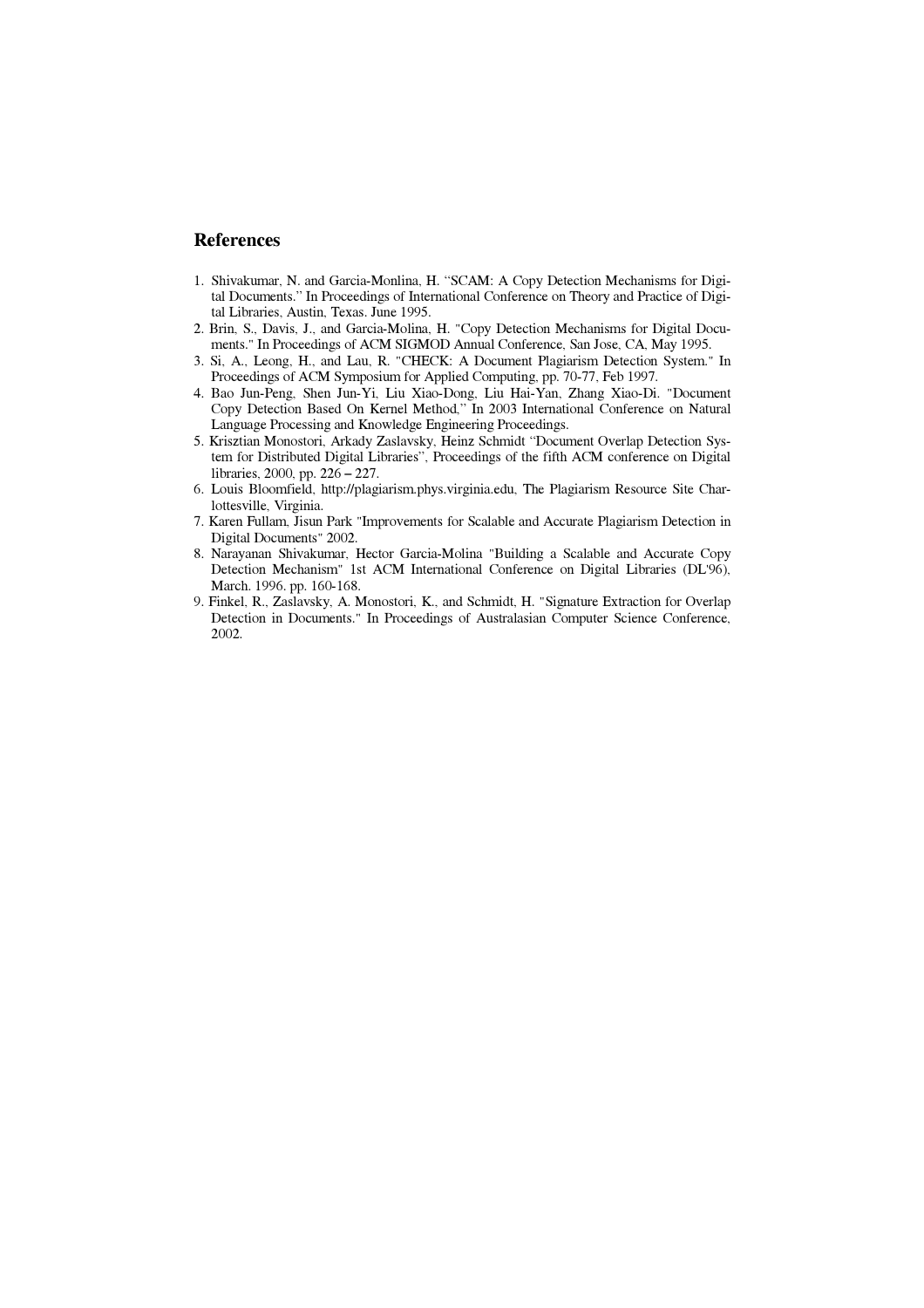## References

1. Shivakumar, N. and Garcia-Monlina, H. "SCAM: A Copy Detection Mechanisms for Digital Documents." In Proceedings of International Conference on Theory and Practice of Digital Libraries, Austin, Texas. June 1995.
2. Brin, S., Davis, J., and Garcia-Molina, H. "Copy Detection Mechanisms for Digital Documents." In Proceedings of ACM SIGMOD Annual Conference, San Jose, CA, May 1995.
3. Si, A., Leong, H., and Lau, R. "CHECK: A Document Plagiarism Detection System." In Proceedings of ACM Symposium for Applied Computing, pp. 70-77, Feb 1997.
4. Bao Jun-Peng, Shen Jun-Yi, Liu Xiao-Dong, Liu Hai-Yan, Zhang Xiao-Di. "Document Copy Detection Based On Kernel Method," In 2003 International Conference on Natural Language Processing and Knowledge Engineering Proceedings.
5. Krisztian Monostori, Arkady Zaslavsky, Heinz Schmidt "Document Overlap Detection System for Distributed Digital Libraries", Proceedings of the fifth ACM conference on Digital libraries, 2000, pp. 226 – 227.
6. Louis Bloomfield, http://plagiarism.phys.virginia.edu, The Plagiarism Resource Site Charlottesville, Virginia.
7. Karen Fullam, Jisun Park "Improvements for Scalable and Accurate Plagiarism Detection in Digital Documents" 2002.
8. Narayanan Shivakumar, Hector Garcia-Molina "Building a Scalable and Accurate Copy Detection Mechanism" 1st ACM International Conference on Digital Libraries (DL'96), March. 1996. pp. 160-168.
9. Finkel, R., Zaslavsky, A. Monostori, K., and Schmidt, H. "Signature Extraction for Overlap Detection in Documents." In Proceedings of Australasian Computer Science Conference, 2002.